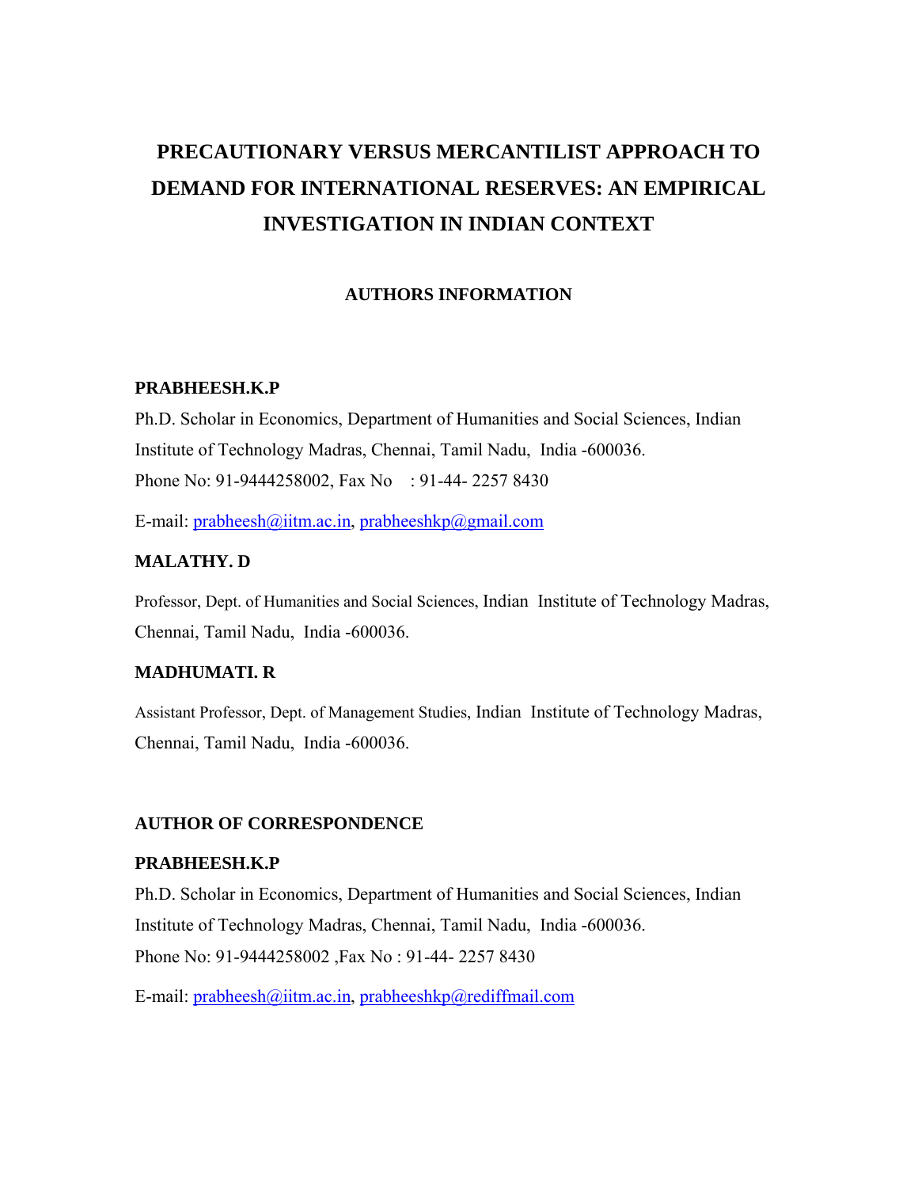# PRECAUTIONARY VERSUS MERCANTILIST APPROACH TO DEMAND FOR INTERNATIONAL RESERVES: AN EMPIRICAL INVESTIGATION IN INDIAN CONTEXT

## AUTHORS INFORMATION

**PRABHEESH.K.P**

Ph.D. Scholar in Economics, Department of Humanities and Social Sciences, Indian Institute of Technology Madras, Chennai, Tamil Nadu, India -600036.

Phone No: 91-9444258002, Fax No : 91-44- 2257 8430

E-mail: prabheesh@iitm.ac.in, prabheeshkp@gmail.com

**MALATHY. D**

Professor, Dept. of Humanities and Social Sciences, Indian Institute of Technology Madras, Chennai, Tamil Nadu, India -600036.

**MADHUMATI. R**

Assistant Professor, Dept. of Management Studies, Indian Institute of Technology Madras, Chennai, Tamil Nadu, India -600036.

**AUTHOR OF CORRESPONDENCE**

**PRABHEESH.K.P**

Ph.D. Scholar in Economics, Department of Humanities and Social Sciences, Indian Institute of Technology Madras, Chennai, Tamil Nadu, India -600036.

Phone No: 91-9444258002 ,Fax No : 91-44- 2257 8430

E-mail: prabheesh@iitm.ac.in, prabheeshkp@rediffmail.com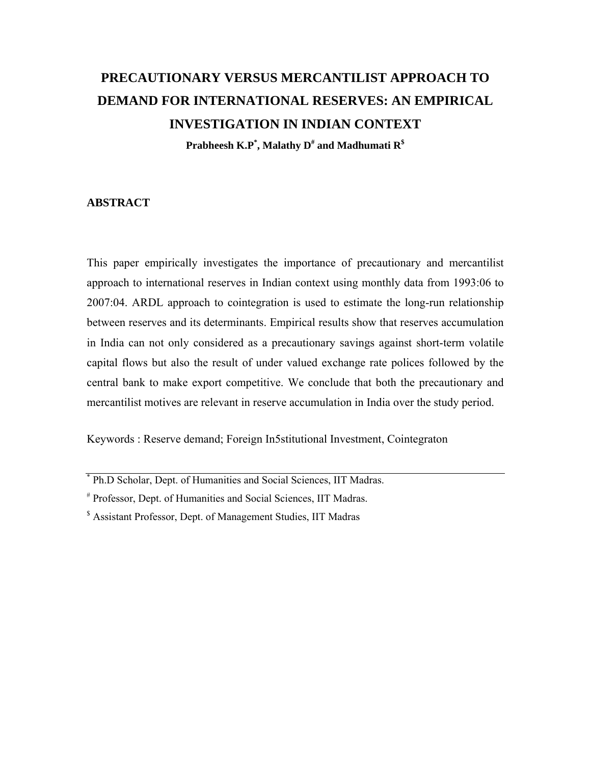# PRECAUTIONARY VERSUS MERCANTILIST APPROACH TO DEMAND FOR INTERNATIONAL RESERVES: AN EMPIRICAL INVESTIGATION IN INDIAN CONTEXT

**Prabheesh K.P[*], Malathy D[#] and Madhumati R[$]**

## ABSTRACT

This paper empirically investigates the importance of precautionary and mercantilist approach to international reserves in Indian context using monthly data from 1993:06 to 2007:04. ARDL approach to cointegration is used to estimate the long-run relationship between reserves and its determinants. Empirical results show that reserves accumulation in India can not only considered as a precautionary savings against short-term volatile capital flows but also the result of under valued exchange rate polices followed by the central bank to make export competitive. We conclude that both the precautionary and mercantilist motives are relevant in reserve accumulation in India over the study period.

Keywords : Reserve demand; Foreign In5stitutional Investment, Cointegraton

---

[*] Ph.D Scholar, Dept. of Humanities and Social Sciences, IIT Madras.

[#] Professor, Dept. of Humanities and Social Sciences, IIT Madras.

[$] Assistant Professor, Dept. of Management Studies, IIT Madras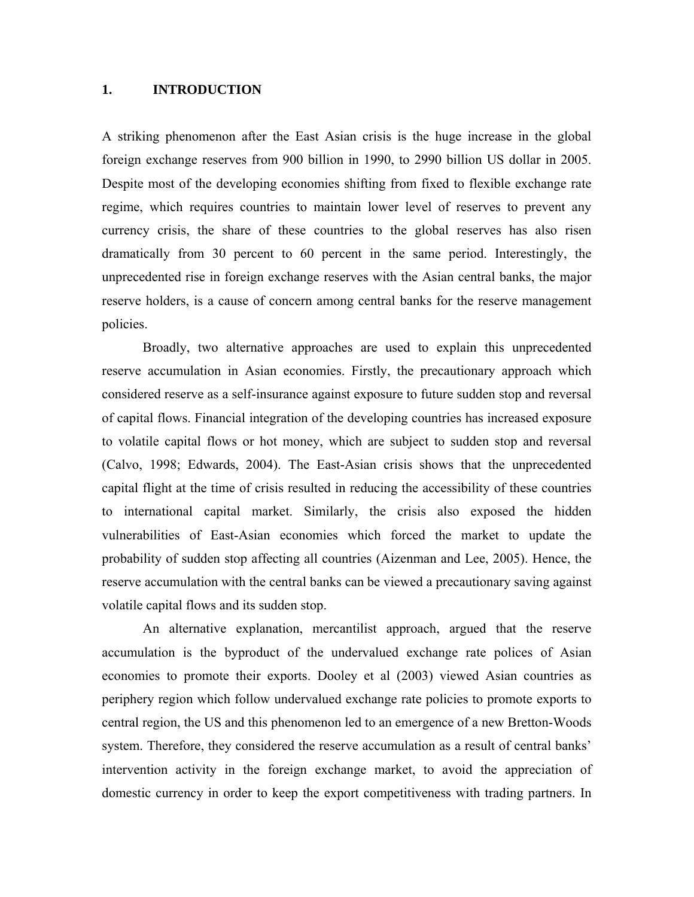# 1. INTRODUCTION

A striking phenomenon after the East Asian crisis is the huge increase in the global foreign exchange reserves from 900 billion in 1990, to 2990 billion US dollar in 2005. Despite most of the developing economies shifting from fixed to flexible exchange rate regime, which requires countries to maintain lower level of reserves to prevent any currency crisis, the share of these countries to the global reserves has also risen dramatically from 30 percent to 60 percent in the same period. Interestingly, the unprecedented rise in foreign exchange reserves with the Asian central banks, the major reserve holders, is a cause of concern among central banks for the reserve management policies.

Broadly, two alternative approaches are used to explain this unprecedented reserve accumulation in Asian economies. Firstly, the precautionary approach which considered reserve as a self-insurance against exposure to future sudden stop and reversal of capital flows. Financial integration of the developing countries has increased exposure to volatile capital flows or hot money, which are subject to sudden stop and reversal (Calvo, 1998; Edwards, 2004). The East-Asian crisis shows that the unprecedented capital flight at the time of crisis resulted in reducing the accessibility of these countries to international capital market. Similarly, the crisis also exposed the hidden vulnerabilities of East-Asian economies which forced the market to update the probability of sudden stop affecting all countries (Aizenman and Lee, 2005). Hence, the reserve accumulation with the central banks can be viewed a precautionary saving against volatile capital flows and its sudden stop.

An alternative explanation, mercantilist approach, argued that the reserve accumulation is the byproduct of the undervalued exchange rate polices of Asian economies to promote their exports. Dooley et al (2003) viewed Asian countries as periphery region which follow undervalued exchange rate policies to promote exports to central region, the US and this phenomenon led to an emergence of a new Bretton-Woods system. Therefore, they considered the reserve accumulation as a result of central banks' intervention activity in the foreign exchange market, to avoid the appreciation of domestic currency in order to keep the export competitiveness with trading partners. In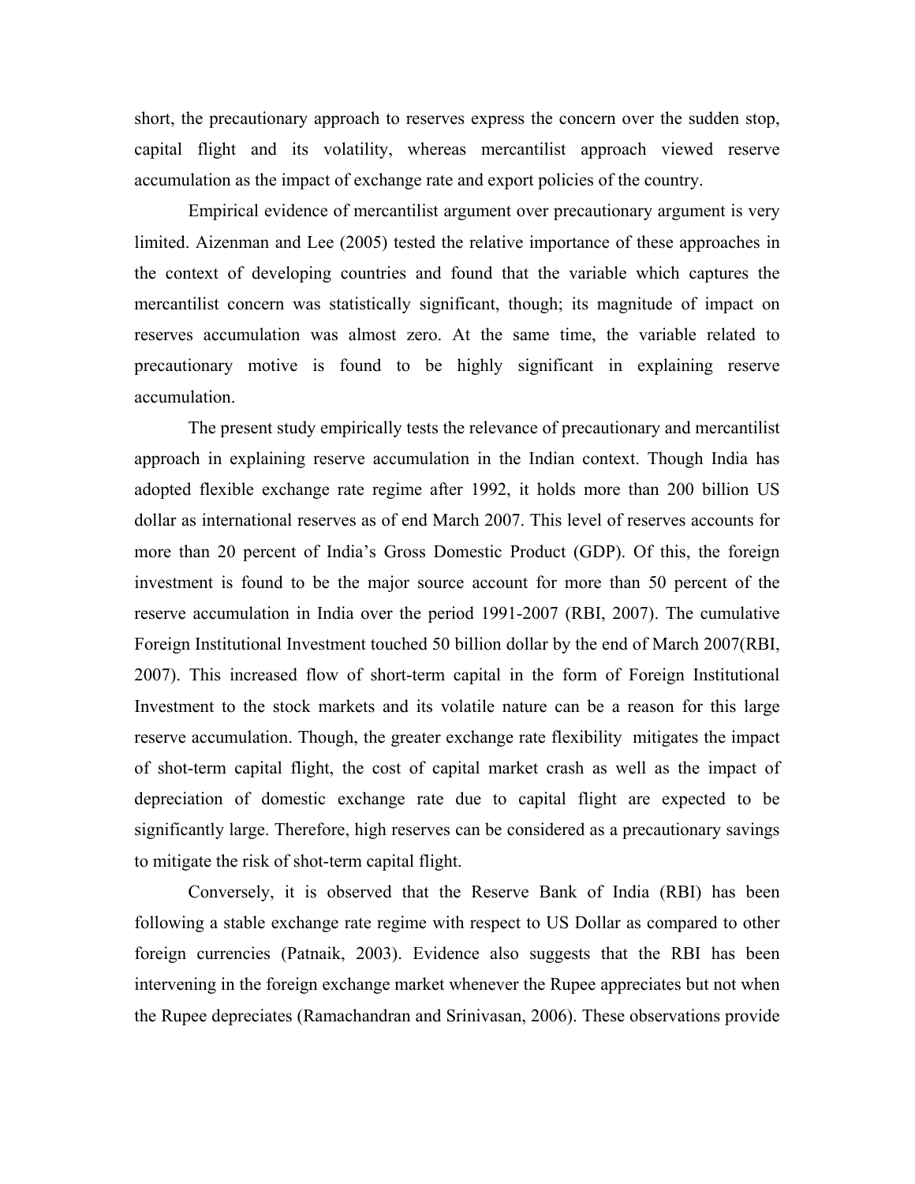short, the precautionary approach to reserves express the concern over the sudden stop, capital flight and its volatility, whereas mercantilist approach viewed reserve accumulation as the impact of exchange rate and export policies of the country.

Empirical evidence of mercantilist argument over precautionary argument is very limited. Aizenman and Lee (2005) tested the relative importance of these approaches in the context of developing countries and found that the variable which captures the mercantilist concern was statistically significant, though; its magnitude of impact on reserves accumulation was almost zero. At the same time, the variable related to precautionary motive is found to be highly significant in explaining reserve accumulation.

The present study empirically tests the relevance of precautionary and mercantilist approach in explaining reserve accumulation in the Indian context. Though India has adopted flexible exchange rate regime after 1992, it holds more than 200 billion US dollar as international reserves as of end March 2007. This level of reserves accounts for more than 20 percent of India's Gross Domestic Product (GDP). Of this, the foreign investment is found to be the major source account for more than 50 percent of the reserve accumulation in India over the period 1991-2007 (RBI, 2007). The cumulative Foreign Institutional Investment touched 50 billion dollar by the end of March 2007(RBI, 2007). This increased flow of short-term capital in the form of Foreign Institutional Investment to the stock markets and its volatile nature can be a reason for this large reserve accumulation. Though, the greater exchange rate flexibility mitigates the impact of shot-term capital flight, the cost of capital market crash as well as the impact of depreciation of domestic exchange rate due to capital flight are expected to be significantly large. Therefore, high reserves can be considered as a precautionary savings to mitigate the risk of shot-term capital flight.

Conversely, it is observed that the Reserve Bank of India (RBI) has been following a stable exchange rate regime with respect to US Dollar as compared to other foreign currencies (Patnaik, 2003). Evidence also suggests that the RBI has been intervening in the foreign exchange market whenever the Rupee appreciates but not when the Rupee depreciates (Ramachandran and Srinivasan, 2006). These observations provide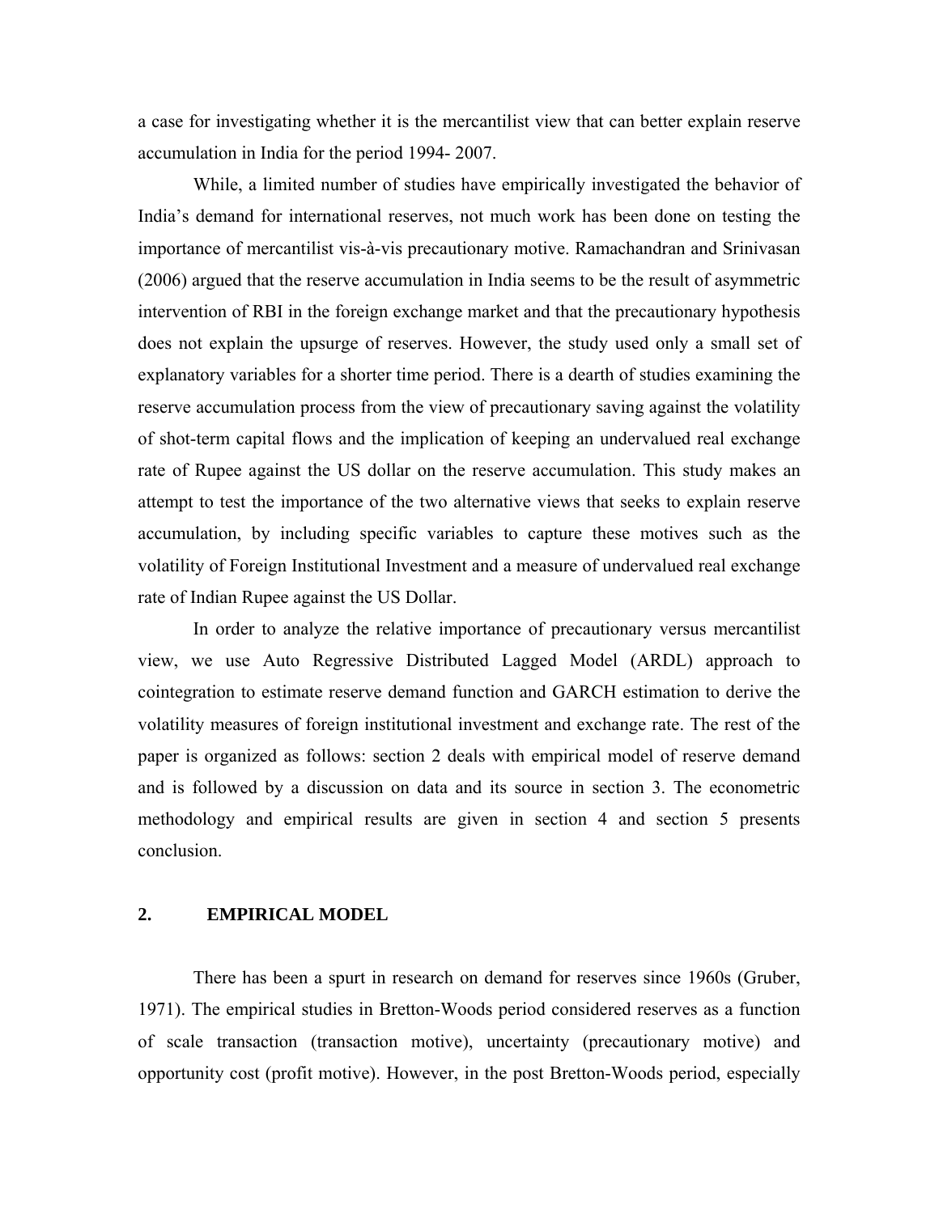a case for investigating whether it is the mercantilist view that can better explain reserve accumulation in India for the period 1994- 2007.

While, a limited number of studies have empirically investigated the behavior of India's demand for international reserves, not much work has been done on testing the importance of mercantilist vis-à-vis precautionary motive. Ramachandran and Srinivasan (2006) argued that the reserve accumulation in India seems to be the result of asymmetric intervention of RBI in the foreign exchange market and that the precautionary hypothesis does not explain the upsurge of reserves. However, the study used only a small set of explanatory variables for a shorter time period. There is a dearth of studies examining the reserve accumulation process from the view of precautionary saving against the volatility of shot-term capital flows and the implication of keeping an undervalued real exchange rate of Rupee against the US dollar on the reserve accumulation. This study makes an attempt to test the importance of the two alternative views that seeks to explain reserve accumulation, by including specific variables to capture these motives such as the volatility of Foreign Institutional Investment and a measure of undervalued real exchange rate of Indian Rupee against the US Dollar.

In order to analyze the relative importance of precautionary versus mercantilist view, we use Auto Regressive Distributed Lagged Model (ARDL) approach to cointegration to estimate reserve demand function and GARCH estimation to derive the volatility measures of foreign institutional investment and exchange rate. The rest of the paper is organized as follows: section 2 deals with empirical model of reserve demand and is followed by a discussion on data and its source in section 3. The econometric methodology and empirical results are given in section 4 and section 5 presents conclusion.

## 2. EMPIRICAL MODEL

There has been a spurt in research on demand for reserves since 1960s (Gruber, 1971). The empirical studies in Bretton-Woods period considered reserves as a function of scale transaction (transaction motive), uncertainty (precautionary motive) and opportunity cost (profit motive). However, in the post Bretton-Woods period, especially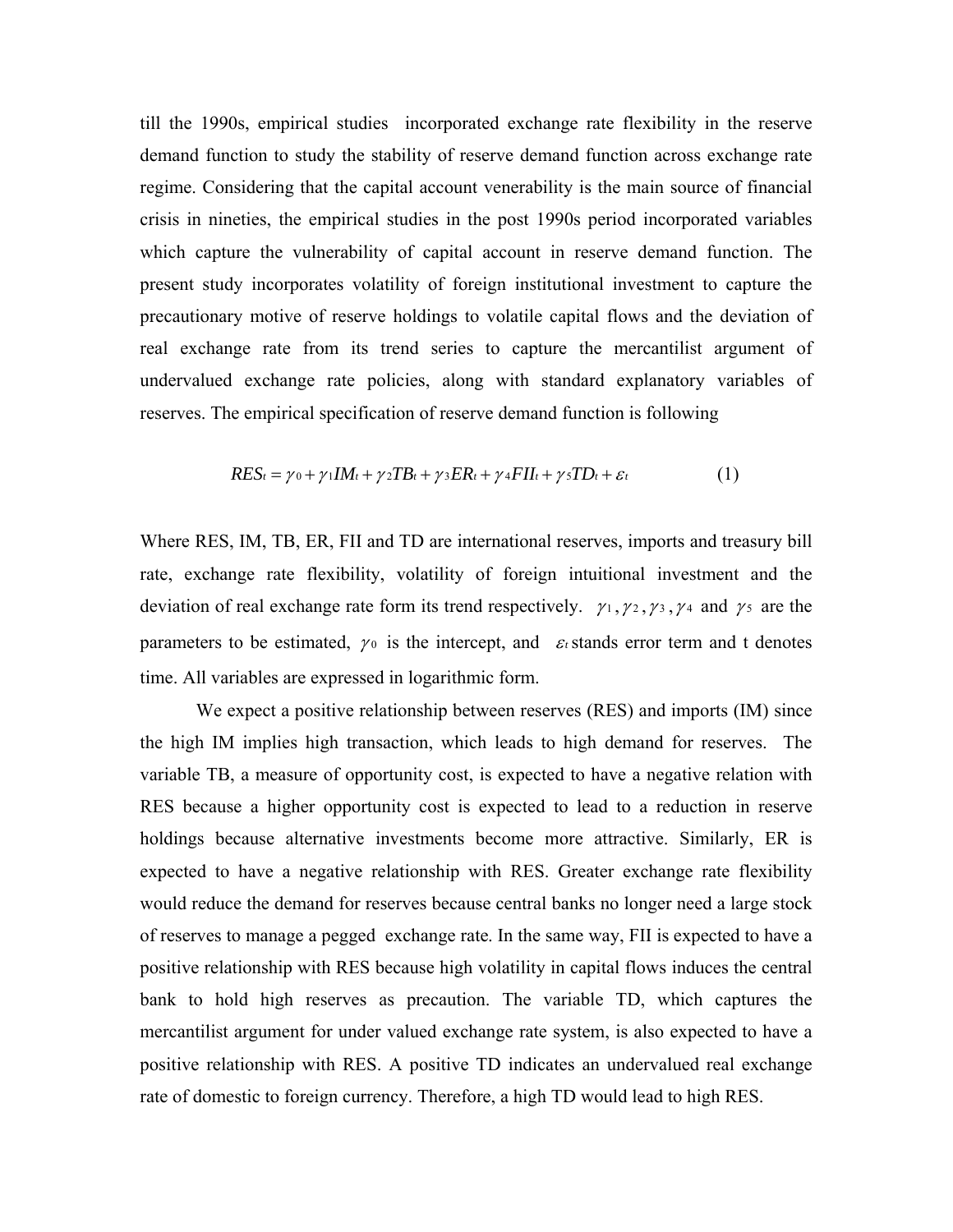till the 1990s, empirical studies incorporated exchange rate flexibility in the reserve demand function to study the stability of reserve demand function across exchange rate regime. Considering that the capital account venerability is the main source of financial crisis in nineties, the empirical studies in the post 1990s period incorporated variables which capture the vulnerability of capital account in reserve demand function. The present study incorporates volatility of foreign institutional investment to capture the precautionary motive of reserve holdings to volatile capital flows and the deviation of real exchange rate from its trend series to capture the mercantilist argument of undervalued exchange rate policies, along with standard explanatory variables of reserves. The empirical specification of reserve demand function is following

$$RES_t = \gamma_0 + \gamma_1 IM_t + \gamma_2 TB_t + \gamma_3 ER_t + \gamma_4 FII_t + \gamma_5 TD_t + \varepsilon_t \qquad (1)$$

Where RES, IM, TB, ER, FII and TD are international reserves, imports and treasury bill rate, exchange rate flexibility, volatility of foreign intuitional investment and the deviation of real exchange rate form its trend respectively. $\gamma_1, \gamma_2, \gamma_3, \gamma_4$ and $\gamma_5$ are the parameters to be estimated, $\gamma_0$ is the intercept, and $\varepsilon_t$ stands error term and t denotes time. All variables are expressed in logarithmic form.

We expect a positive relationship between reserves (RES) and imports (IM) since the high IM implies high transaction, which leads to high demand for reserves. The variable TB, a measure of opportunity cost, is expected to have a negative relation with RES because a higher opportunity cost is expected to lead to a reduction in reserve holdings because alternative investments become more attractive. Similarly, ER is expected to have a negative relationship with RES. Greater exchange rate flexibility would reduce the demand for reserves because central banks no longer need a large stock of reserves to manage a pegged exchange rate. In the same way, FII is expected to have a positive relationship with RES because high volatility in capital flows induces the central bank to hold high reserves as precaution. The variable TD, which captures the mercantilist argument for under valued exchange rate system, is also expected to have a positive relationship with RES. A positive TD indicates an undervalued real exchange rate of domestic to foreign currency. Therefore, a high TD would lead to high RES.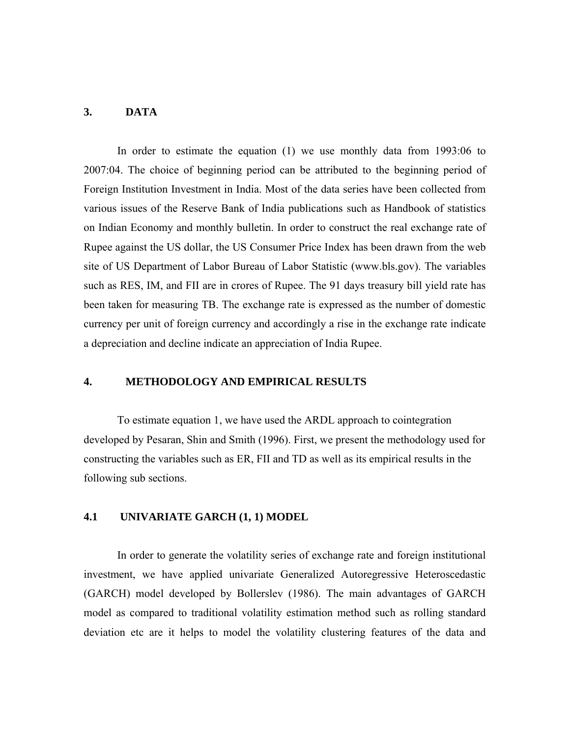## 3. DATA

In order to estimate the equation (1) we use monthly data from 1993:06 to 2007:04. The choice of beginning period can be attributed to the beginning period of Foreign Institution Investment in India. Most of the data series have been collected from various issues of the Reserve Bank of India publications such as Handbook of statistics on Indian Economy and monthly bulletin. In order to construct the real exchange rate of Rupee against the US dollar, the US Consumer Price Index has been drawn from the web site of US Department of Labor Bureau of Labor Statistic (www.bls.gov). The variables such as RES, IM, and FII are in crores of Rupee. The 91 days treasury bill yield rate has been taken for measuring TB. The exchange rate is expressed as the number of domestic currency per unit of foreign currency and accordingly a rise in the exchange rate indicate a depreciation and decline indicate an appreciation of India Rupee.

## 4. METHODOLOGY AND EMPIRICAL RESULTS

To estimate equation 1, we have used the ARDL approach to cointegration developed by Pesaran, Shin and Smith (1996). First, we present the methodology used for constructing the variables such as ER, FII and TD as well as its empirical results in the following sub sections.

### 4.1 UNIVARIATE GARCH (1, 1) MODEL

In order to generate the volatility series of exchange rate and foreign institutional investment, we have applied univariate Generalized Autoregressive Heteroscedastic (GARCH) model developed by Bollerslev (1986). The main advantages of GARCH model as compared to traditional volatility estimation method such as rolling standard deviation etc are it helps to model the volatility clustering features of the data and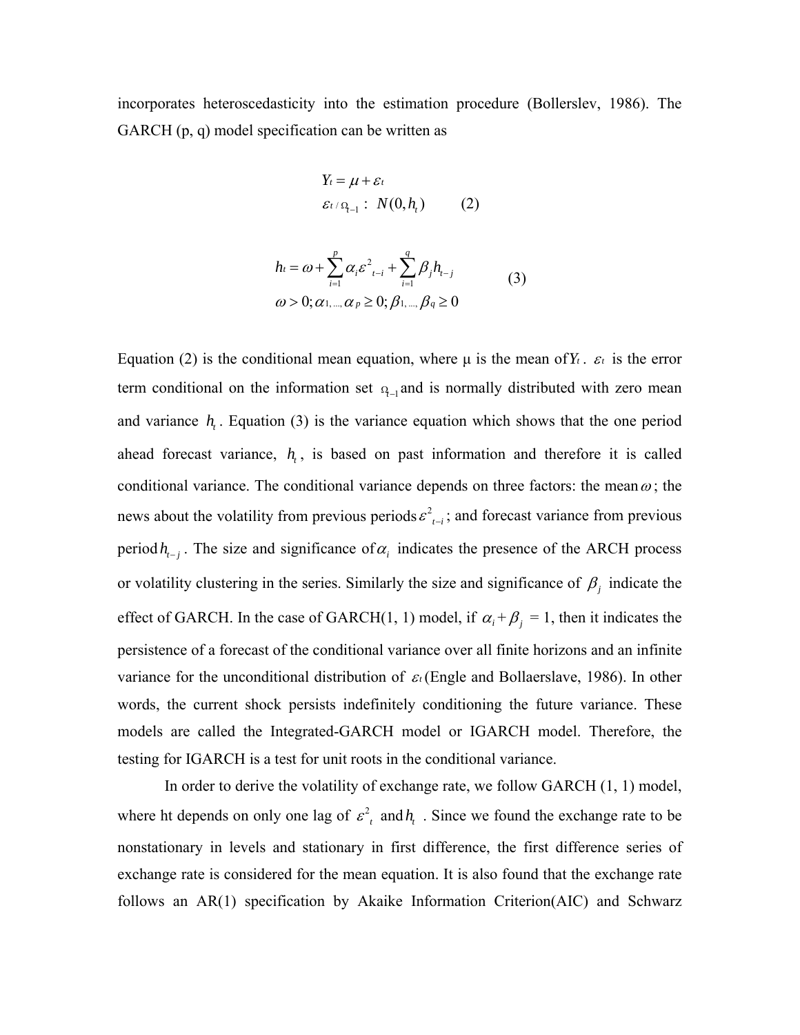incorporates heteroscedasticity into the estimation procedure (Bollerslev, 1986). The GARCH (p, q) model specification can be written as

$$
\begin{aligned}
&Y_t = \mu + \varepsilon_t \\
&\varepsilon_t / \Omega_{t-1} : \; N(0, h_t) \qquad (2)
\end{aligned}
$$

$$
\begin{aligned}
&h_t = \omega + \sum_{i=1}^{p} \alpha_i \varepsilon^2_{t-i} + \sum_{i=1}^{q} \beta_j h_{t-j} \qquad (3) \\
&\omega > 0; \alpha_1, ..., \alpha_p \geq 0; \beta_1, ..., \beta_q \geq 0
\end{aligned}
$$

Equation (2) is the conditional mean equation, where μ is the mean of $Y_t$. $\varepsilon_t$ is the error term conditional on the information set $\Omega_{t-1}$ and is normally distributed with zero mean and variance $h_t$. Equation (3) is the variance equation which shows that the one period ahead forecast variance, $h_t$, is based on past information and therefore it is called conditional variance. The conditional variance depends on three factors: the mean $\omega$; the news about the volatility from previous periods $\varepsilon^2_{t-i}$; and forecast variance from previous period $h_{t-j}$. The size and significance of $\alpha_i$ indicates the presence of the ARCH process or volatility clustering in the series. Similarly the size and significance of $\beta_j$ indicate the effect of GARCH. In the case of GARCH(1, 1) model, if $\alpha_i + \beta_j = 1$, then it indicates the persistence of a forecast of the conditional variance over all finite horizons and an infinite variance for the unconditional distribution of $\varepsilon_t$ (Engle and Bollaerslave, 1986). In other words, the current shock persists indefinitely conditioning the future variance. These models are called the Integrated-GARCH model or IGARCH model. Therefore, the testing for IGARCH is a test for unit roots in the conditional variance.

In order to derive the volatility of exchange rate, we follow GARCH (1, 1) model, where ht depends on only one lag of $\varepsilon^2_t$ and $h_t$. Since we found the exchange rate to be nonstationary in levels and stationary in first difference, the first difference series of exchange rate is considered for the mean equation. It is also found that the exchange rate follows an AR(1) specification by Akaike Information Criterion(AIC) and Schwarz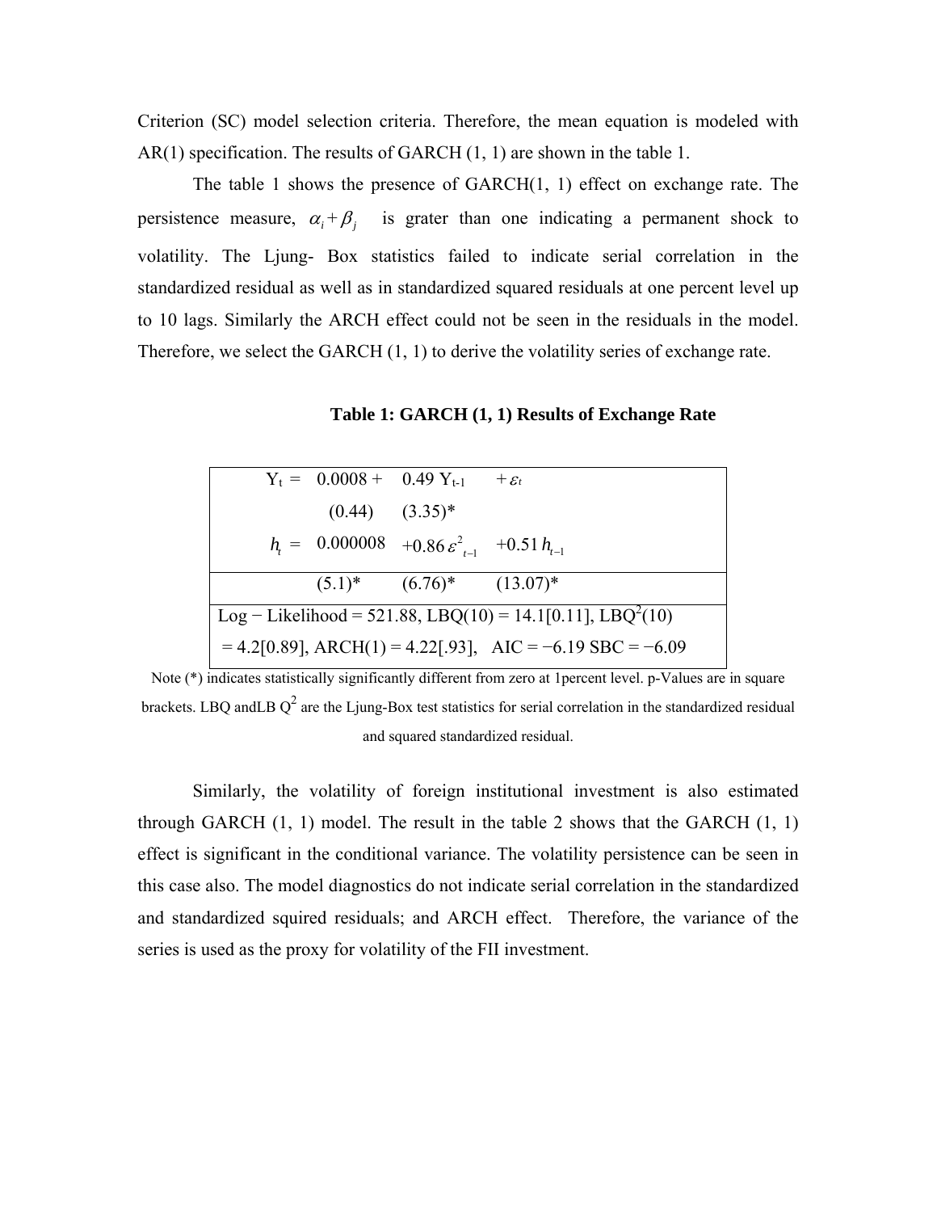Criterion (SC) model selection criteria. Therefore, the mean equation is modeled with AR(1) specification. The results of GARCH (1, 1) are shown in the table 1.

The table 1 shows the presence of GARCH(1, 1) effect on exchange rate. The persistence measure, $\alpha_i + \beta_j$ is grater than one indicating a permanent shock to volatility. The Ljung- Box statistics failed to indicate serial correlation in the standardized residual as well as in standardized squared residuals at one percent level up to 10 lags. Similarly the ARCH effect could not be seen in the residuals in the model. Therefore, we select the GARCH (1, 1) to derive the volatility series of exchange rate.

**Table 1: GARCH (1, 1) Results of Exchange Rate**

| | | | |
|---|---|---|---|
| $Y_t =$ | $0.0008 +$ | $0.49\, Y_{t-1}$ | $+\varepsilon_t$ |
| | (0.44) | (3.35)* | |
| $h_t =$ | 0.000008 | $+0.86\,\varepsilon^2_{t-1}$ | $+0.51\,h_{t-1}$ |
| | (5.1)* | (6.76)* | (13.07)* |
| Log − Likelihood = 521.88, LBQ(10) = 14.1[0.11], $LBQ^2(10)$ = 4.2[0.89], ARCH(1) = 4.22[.93], AIC = −6.19 SBC = −6.09 | | | |

Note (*) indicates statistically significantly different from zero at 1percent level. p-Values are in square brackets. LBQ andLB $Q^2$ are the Ljung-Box test statistics for serial correlation in the standardized residual and squared standardized residual.

Similarly, the volatility of foreign institutional investment is also estimated through GARCH (1, 1) model. The result in the table 2 shows that the GARCH (1, 1) effect is significant in the conditional variance. The volatility persistence can be seen in this case also. The model diagnostics do not indicate serial correlation in the standardized and standardized squired residuals; and ARCH effect. Therefore, the variance of the series is used as the proxy for volatility of the FII investment.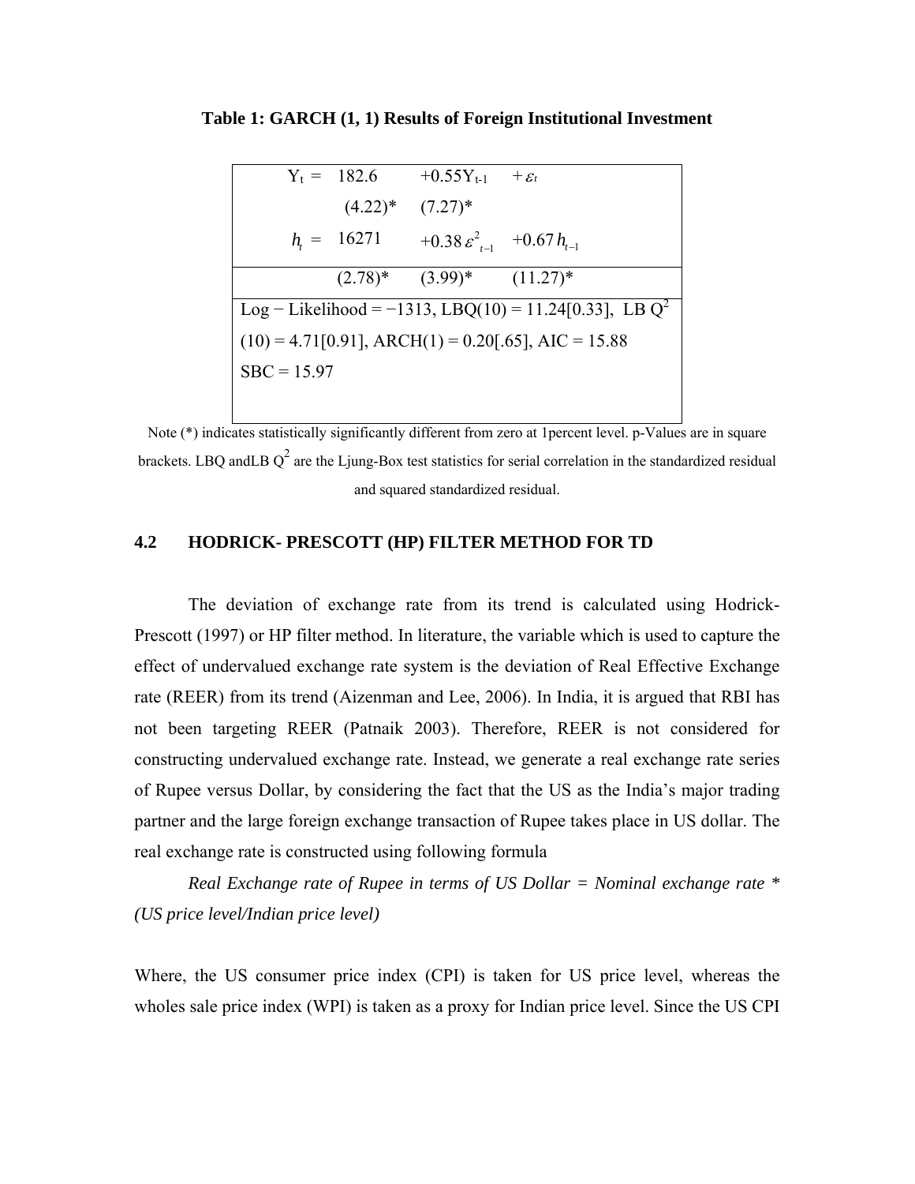**Table 1: GARCH (1, 1) Results of Foreign Institutional Investment**

$$Y_t = \underset{(4.22)^*}{182.6} + \underset{(7.27)^*}{0.55Y_{t-1}} + \varepsilon_t$$

$$h_t = \underset{(2.78)^*}{16271} + \underset{(3.99)^*}{0.38\,\varepsilon^2_{t-1}} + \underset{(11.27)^*}{0.67\,h_{t-1}}$$

Log − Likelihood = −1313, LBQ(10) = 11.24[0.33], LB $Q^2$ (10) = 4.71[0.91], ARCH(1) = 0.20[.65], AIC = 15.88 SBC = 15.97

Note (*) indicates statistically significantly different from zero at 1percent level. p-Values are in square brackets. LBQ andLB $Q^2$ are the Ljung-Box test statistics for serial correlation in the standardized residual and squared standardized residual.

### 4.2 HODRICK- PRESCOTT (HP) FILTER METHOD FOR TD

The deviation of exchange rate from its trend is calculated using Hodrick-Prescott (1997) or HP filter method. In literature, the variable which is used to capture the effect of undervalued exchange rate system is the deviation of Real Effective Exchange rate (REER) from its trend (Aizenman and Lee, 2006). In India, it is argued that RBI has not been targeting REER (Patnaik 2003). Therefore, REER is not considered for constructing undervalued exchange rate. Instead, we generate a real exchange rate series of Rupee versus Dollar, by considering the fact that the US as the India's major trading partner and the large foreign exchange transaction of Rupee takes place in US dollar. The real exchange rate is constructed using following formula

*Real Exchange rate of Rupee in terms of US Dollar = Nominal exchange rate * (US price level/Indian price level)*

Where, the US consumer price index (CPI) is taken for US price level, whereas the wholes sale price index (WPI) is taken as a proxy for Indian price level. Since the US CPI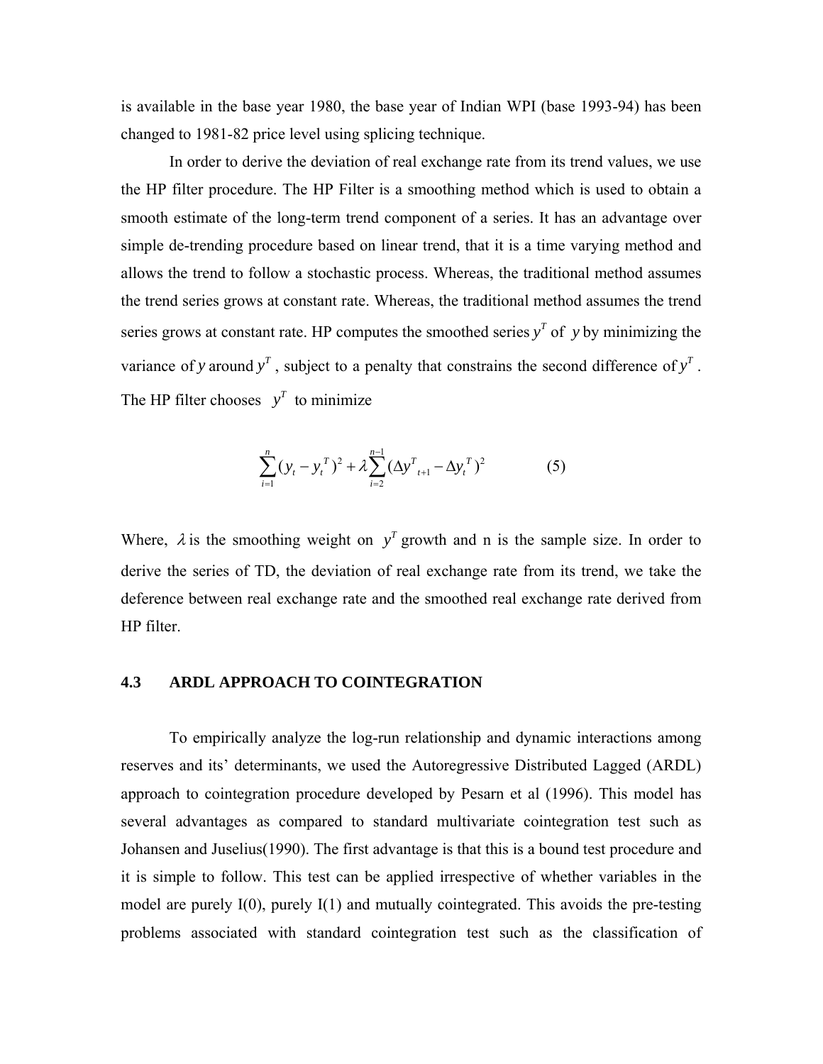is available in the base year 1980, the base year of Indian WPI (base 1993-94) has been changed to 1981-82 price level using splicing technique.

In order to derive the deviation of real exchange rate from its trend values, we use the HP filter procedure. The HP Filter is a smoothing method which is used to obtain a smooth estimate of the long-term trend component of a series. It has an advantage over simple de-trending procedure based on linear trend, that it is a time varying method and allows the trend to follow a stochastic process. Whereas, the traditional method assumes the trend series grows at constant rate. Whereas, the traditional method assumes the trend series grows at constant rate. HP computes the smoothed series $y^T$ of $y$ by minimizing the variance of $y$ around $y^T$, subject to a penalty that constrains the second difference of $y^T$. The HP filter chooses $y^T$ to minimize

$$\sum_{i=1}^{n}(y_t - y_t^T)^2 + \lambda\sum_{i=2}^{n-1}(\Delta y^T_{t+1} - \Delta y_t^T)^2 \qquad (5)$$

Where, $\lambda$ is the smoothing weight on $y^T$ growth and n is the sample size. In order to derive the series of TD, the deviation of real exchange rate from its trend, we take the deference between real exchange rate and the smoothed real exchange rate derived from HP filter.

### 4.3 ARDL APPROACH TO COINTEGRATION

To empirically analyze the log-run relationship and dynamic interactions among reserves and its' determinants, we used the Autoregressive Distributed Lagged (ARDL) approach to cointegration procedure developed by Pesarn et al (1996). This model has several advantages as compared to standard multivariate cointegration test such as Johansen and Juselius(1990). The first advantage is that this is a bound test procedure and it is simple to follow. This test can be applied irrespective of whether variables in the model are purely I(0), purely I(1) and mutually cointegrated. This avoids the pre-testing problems associated with standard cointegration test such as the classification of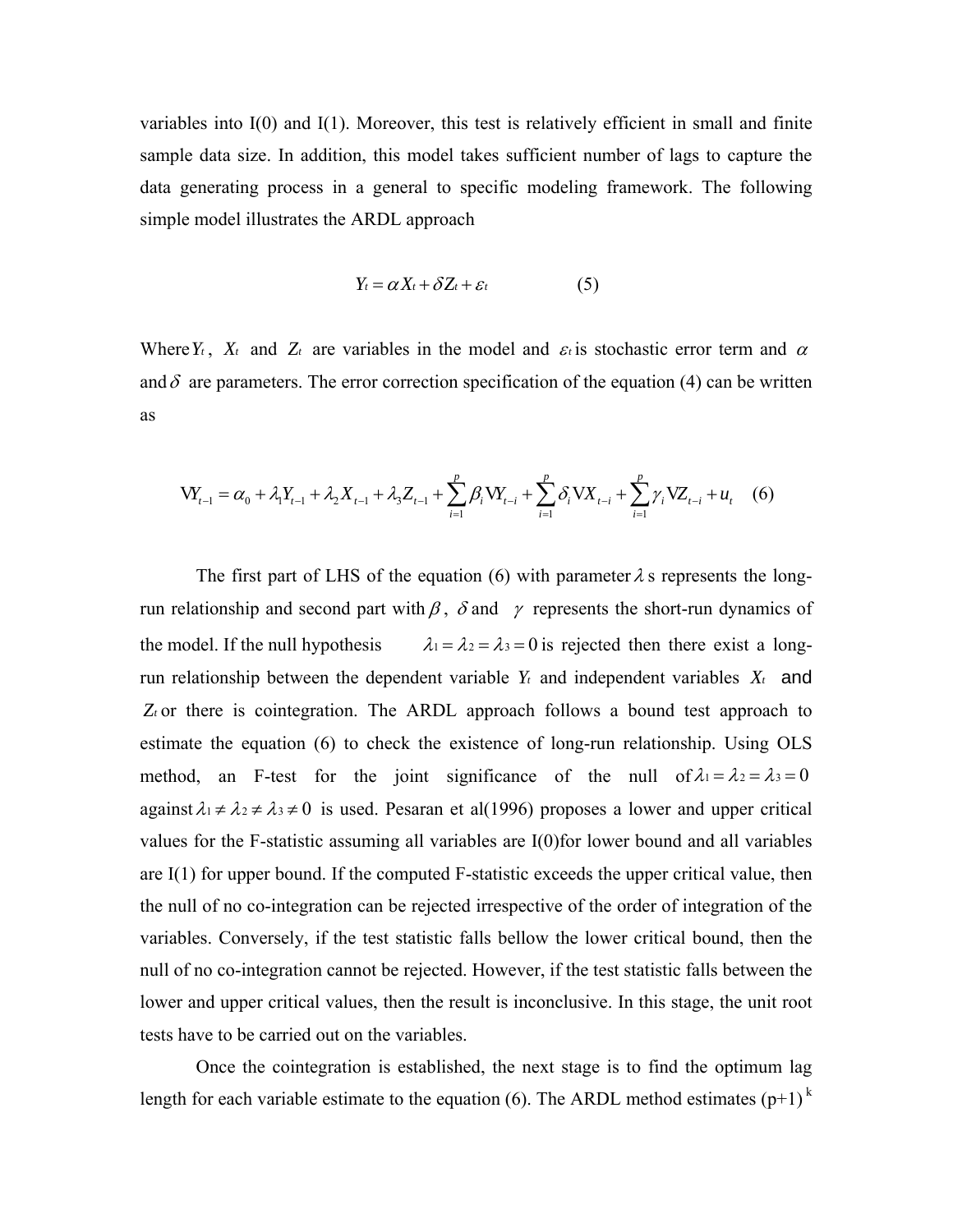variables into I(0) and I(1). Moreover, this test is relatively efficient in small and finite sample data size. In addition, this model takes sufficient number of lags to capture the data generating process in a general to specific modeling framework. The following simple model illustrates the ARDL approach

$$Y_t = \alpha X_t + \delta Z_t + \varepsilon_t \qquad (5)$$

Where $Y_t$, $X_t$ and $Z_t$ are variables in the model and $\varepsilon_t$ is stochastic error term and $\alpha$ and $\delta$ are parameters. The error correction specification of the equation (4) can be written as

$$\nabla Y_{t-1} = \alpha_0 + \lambda_1 Y_{t-1} + \lambda_2 X_{t-1} + \lambda_3 Z_{t-1} + \sum_{i=1}^{p} \beta_i \nabla Y_{t-i} + \sum_{i=1}^{p} \delta_i \nabla X_{t-i} + \sum_{i=1}^{p} \gamma_i \nabla Z_{t-i} + u_t \quad (6)$$

The first part of LHS of the equation (6) with parameter $\lambda$ s represents the long-run relationship and second part with $\beta$, $\delta$ and $\gamma$ represents the short-run dynamics of the model. If the null hypothesis $\lambda_1 = \lambda_2 = \lambda_3 = 0$ is rejected then there exist a long-run relationship between the dependent variable $Y_t$ and independent variables $X_t$ and $Z_t$ or there is cointegration. The ARDL approach follows a bound test approach to estimate the equation (6) to check the existence of long-run relationship. Using OLS method, an F-test for the joint significance of the null of $\lambda_1 = \lambda_2 = \lambda_3 = 0$ against $\lambda_1 \neq \lambda_2 \neq \lambda_3 \neq 0$ is used. Pesaran et al(1996) proposes a lower and upper critical values for the F-statistic assuming all variables are I(0)for lower bound and all variables are I(1) for upper bound. If the computed F-statistic exceeds the upper critical value, then the null of no co-integration can be rejected irrespective of the order of integration of the variables. Conversely, if the test statistic falls bellow the lower critical bound, then the null of no co-integration cannot be rejected. However, if the test statistic falls between the lower and upper critical values, then the result is inconclusive. In this stage, the unit root tests have to be carried out on the variables.

Once the cointegration is established, the next stage is to find the optimum lag length for each variable estimate to the equation (6). The ARDL method estimates $(p+1)^k$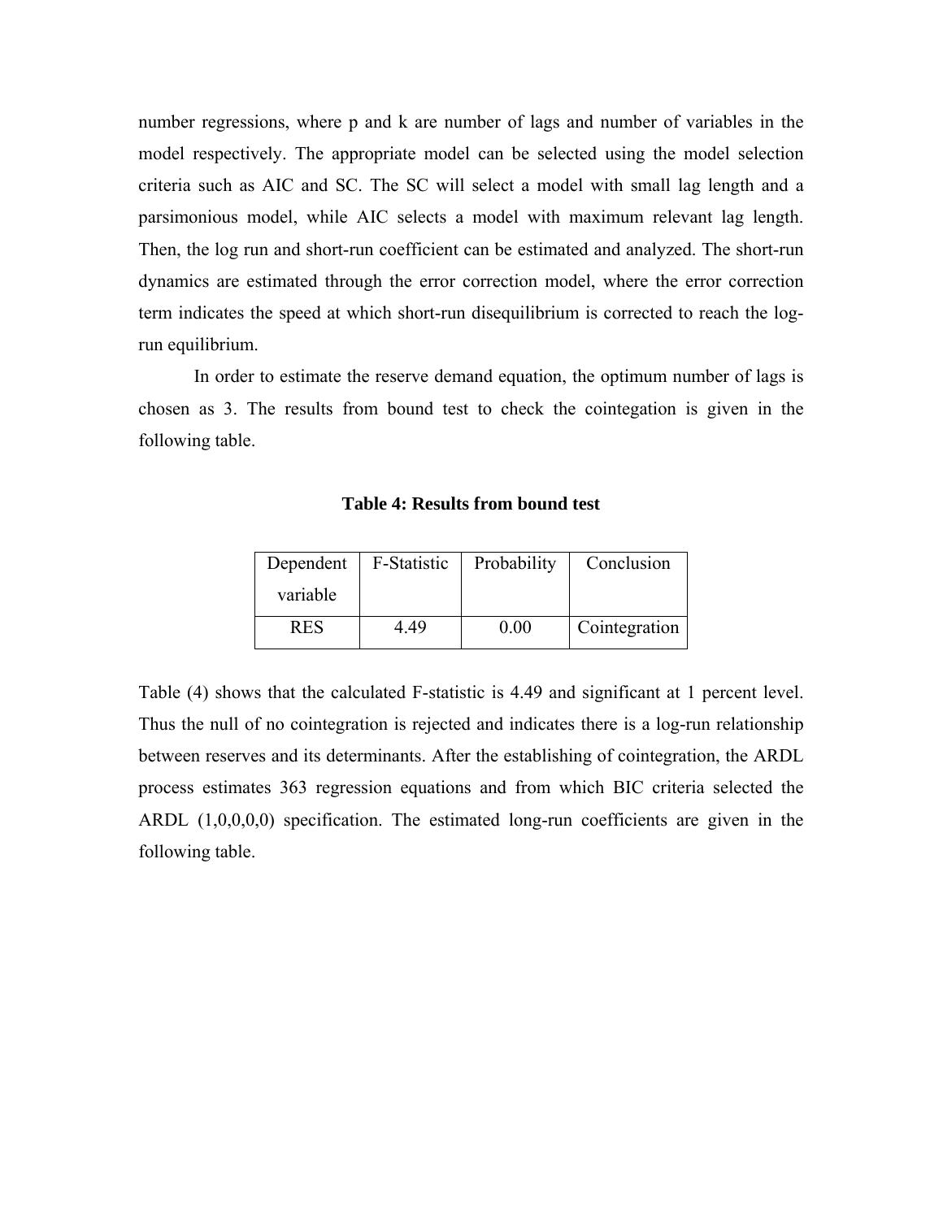number regressions, where p and k are number of lags and number of variables in the model respectively. The appropriate model can be selected using the model selection criteria such as AIC and SC. The SC will select a model with small lag length and a parsimonious model, while AIC selects a model with maximum relevant lag length. Then, the log run and short-run coefficient can be estimated and analyzed. The short-run dynamics are estimated through the error correction model, where the error correction term indicates the speed at which short-run disequilibrium is corrected to reach the log-run equilibrium.

In order to estimate the reserve demand equation, the optimum number of lags is chosen as 3. The results from bound test to check the cointegration is given in the following table.

**Table 4: Results from bound test**

| Dependent variable | F-Statistic | Probability | Conclusion |
|---|---|---|---|
| RES | 4.49 | 0.00 | Cointegration |

Table (4) shows that the calculated F-statistic is 4.49 and significant at 1 percent level. Thus the null of no cointegration is rejected and indicates there is a log-run relationship between reserves and its determinants. After the establishing of cointegration, the ARDL process estimates 363 regression equations and from which BIC criteria selected the ARDL (1,0,0,0,0) specification. The estimated long-run coefficients are given in the following table.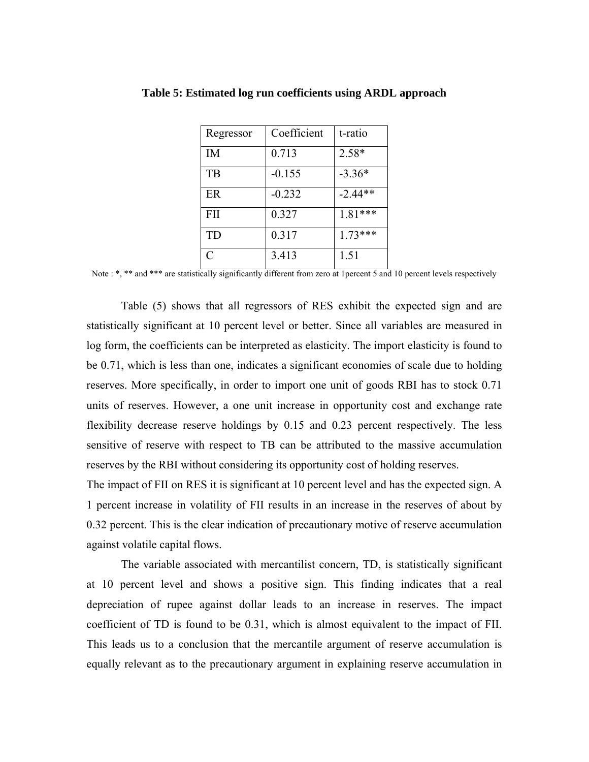**Table 5: Estimated log run coefficients using ARDL approach**

| Regressor | Coefficient | t-ratio |
|---|---|---|
| IM | 0.713 | 2.58* |
| TB | -0.155 | -3.36* |
| ER | -0.232 | -2.44** |
| FII | 0.327 | 1.81*** |
| TD | 0.317 | 1.73*** |
| C | 3.413 | 1.51 |

Note : *, ** and *** are statistically significantly different from zero at 1percent 5 and 10 percent levels respectively

Table (5) shows that all regressors of RES exhibit the expected sign and are statistically significant at 10 percent level or better. Since all variables are measured in log form, the coefficients can be interpreted as elasticity. The import elasticity is found to be 0.71, which is less than one, indicates a significant economies of scale due to holding reserves. More specifically, in order to import one unit of goods RBI has to stock 0.71 units of reserves. However, a one unit increase in opportunity cost and exchange rate flexibility decrease reserve holdings by 0.15 and 0.23 percent respectively. The less sensitive of reserve with respect to TB can be attributed to the massive accumulation reserves by the RBI without considering its opportunity cost of holding reserves.

The impact of FII on RES it is significant at 10 percent level and has the expected sign. A 1 percent increase in volatility of FII results in an increase in the reserves of about by 0.32 percent. This is the clear indication of precautionary motive of reserve accumulation against volatile capital flows.

The variable associated with mercantilist concern, TD, is statistically significant at 10 percent level and shows a positive sign. This finding indicates that a real depreciation of rupee against dollar leads to an increase in reserves. The impact coefficient of TD is found to be 0.31, which is almost equivalent to the impact of FII. This leads us to a conclusion that the mercantile argument of reserve accumulation is equally relevant as to the precautionary argument in explaining reserve accumulation in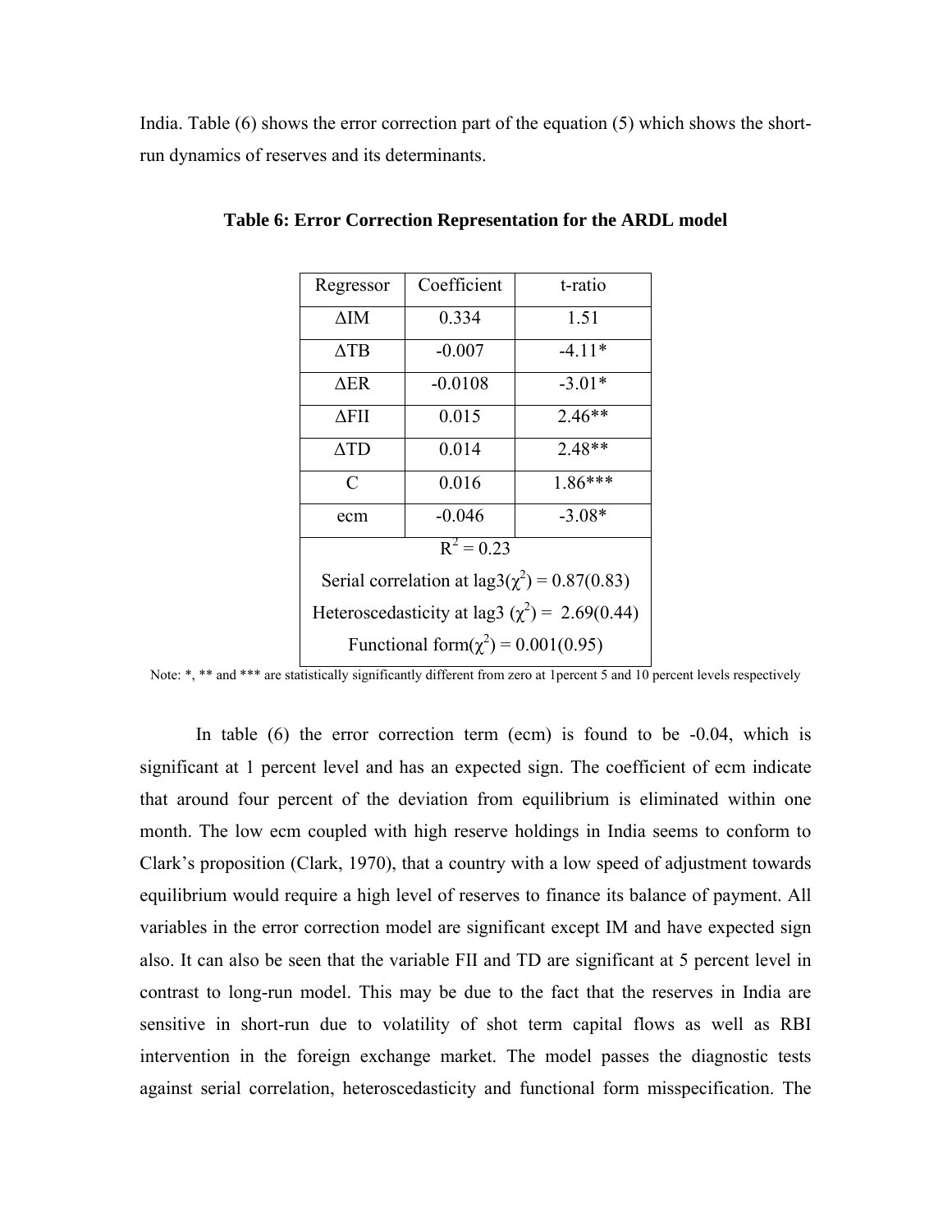India. Table (6) shows the error correction part of the equation (5) which shows the short-run dynamics of reserves and its determinants.

**Table 6: Error Correction Representation for the ARDL model**

| Regressor | Coefficient | t-ratio |
|---|---|---|
| ΔIM | 0.334 | 1.51 |
| ΔTB | -0.007 | -4.11* |
| ΔER | -0.0108 | -3.01* |
| ΔFII | 0.015 | 2.46** |
| ΔTD | 0.014 | 2.48** |
| C | 0.016 | 1.86*** |
| ecm | -0.046 | -3.08* |
| $R^2 = 0.23$ | | |
| Serial correlation at lag3($\chi^2$) = 0.87(0.83) | | |
| Heteroscedasticity at lag3 ($\chi^2$) = 2.69(0.44) | | |
| Functional form($\chi^2$) = 0.001(0.95) | | |

Note: *, ** and *** are statistically significantly different from zero at 1percent 5 and 10 percent levels respectively

In table (6) the error correction term (ecm) is found to be -0.04, which is significant at 1 percent level and has an expected sign. The coefficient of ecm indicate that around four percent of the deviation from equilibrium is eliminated within one month. The low ecm coupled with high reserve holdings in India seems to conform to Clark's proposition (Clark, 1970), that a country with a low speed of adjustment towards equilibrium would require a high level of reserves to finance its balance of payment. All variables in the error correction model are significant except IM and have expected sign also. It can also be seen that the variable FII and TD are significant at 5 percent level in contrast to long-run model. This may be due to the fact that the reserves in India are sensitive in short-run due to volatility of shot term capital flows as well as RBI intervention in the foreign exchange market. The model passes the diagnostic tests against serial correlation, heteroscedasticity and functional form misspecification. The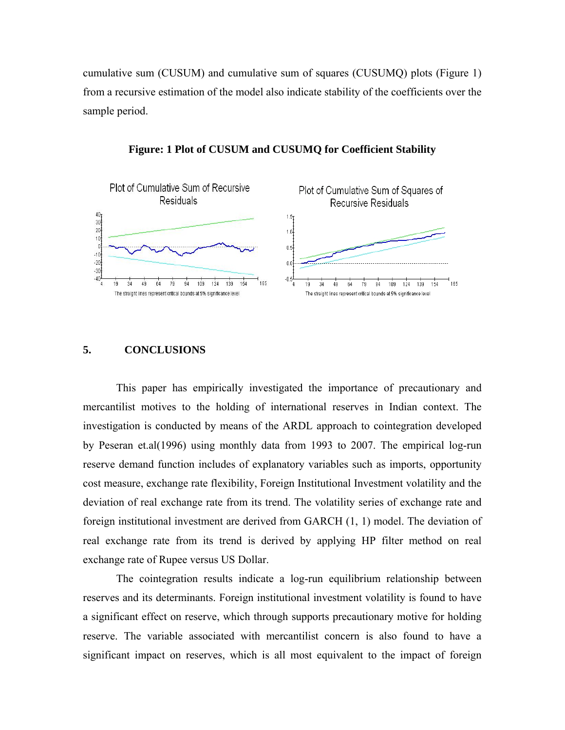cumulative sum (CUSUM) and cumulative sum of squares (CUSUMQ) plots (Figure 1) from a recursive estimation of the model also indicate stability of the coefficients over the sample period.

**Figure: 1 Plot of CUSUM and CUSUMQ for Coefficient Stability**

## 5. CONCLUSIONS

This paper has empirically investigated the importance of precautionary and mercantilist motives to the holding of international reserves in Indian context. The investigation is conducted by means of the ARDL approach to cointegration developed by Peseran et.al(1996) using monthly data from 1993 to 2007. The empirical log-run reserve demand function includes of explanatory variables such as imports, opportunity cost measure, exchange rate flexibility, Foreign Institutional Investment volatility and the deviation of real exchange rate from its trend. The volatility series of exchange rate and foreign institutional investment are derived from GARCH (1, 1) model. The deviation of real exchange rate from its trend is derived by applying HP filter method on real exchange rate of Rupee versus US Dollar.

The cointegration results indicate a log-run equilibrium relationship between reserves and its determinants. Foreign institutional investment volatility is found to have a significant effect on reserve, which through supports precautionary motive for holding reserve. The variable associated with mercantilist concern is also found to have a significant impact on reserves, which is all most equivalent to the impact of foreign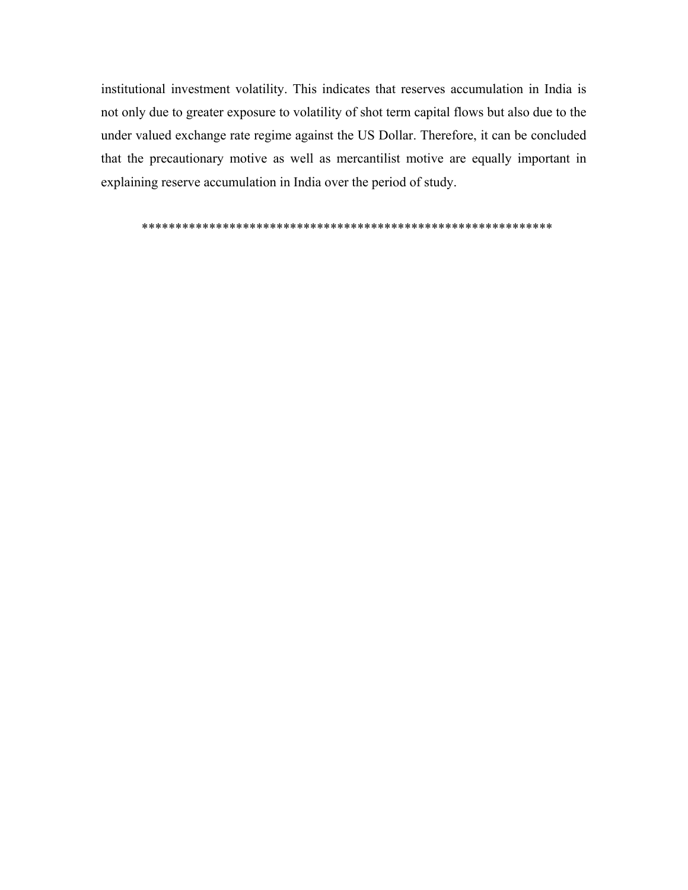institutional investment volatility. This indicates that reserves accumulation in India is not only due to greater exposure to volatility of shot term capital flows but also due to the under valued exchange rate regime against the US Dollar. Therefore, it can be concluded that the precautionary motive as well as mercantilist motive are equally important in explaining reserve accumulation in India over the period of study.

************************************************************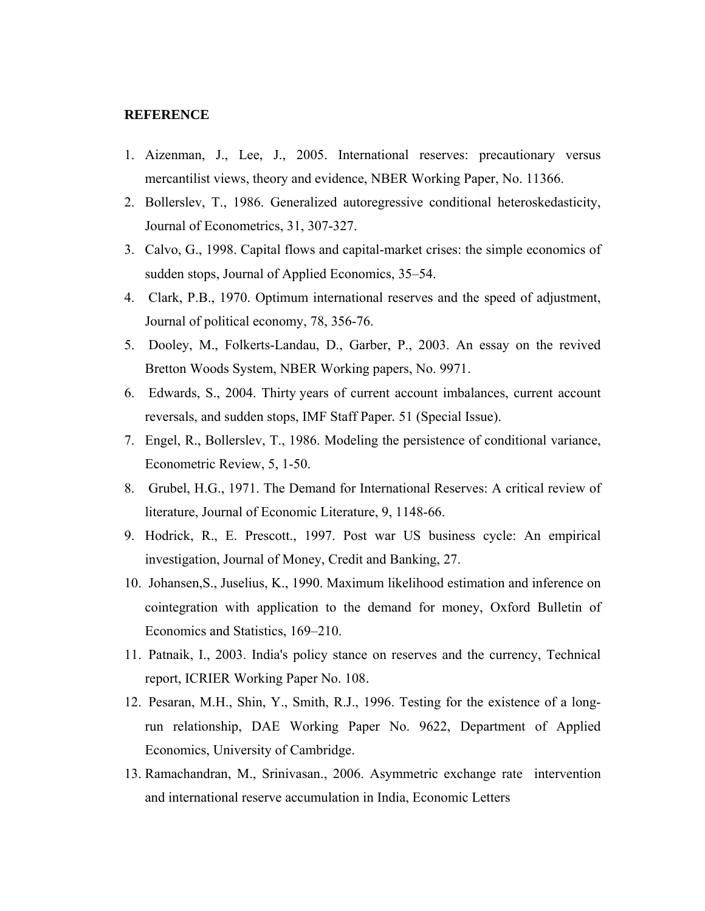**REFERENCE**

1. Aizenman, J., Lee, J., 2005. International reserves: precautionary versus mercantilist views, theory and evidence, NBER Working Paper, No. 11366.
2. Bollerslev, T., 1986. Generalized autoregressive conditional heteroskedasticity, Journal of Econometrics, 31, 307-327.
3. Calvo, G., 1998. Capital flows and capital-market crises: the simple economics of sudden stops, Journal of Applied Economics, 35–54.
4. Clark, P.B., 1970. Optimum international reserves and the speed of adjustment, Journal of political economy, 78, 356-76.
5. Dooley, M., Folkerts-Landau, D., Garber, P., 2003. An essay on the revived Bretton Woods System, NBER Working papers, No. 9971.
6. Edwards, S., 2004. Thirty years of current account imbalances, current account reversals, and sudden stops, IMF Staff Paper. 51 (Special Issue).
7. Engel, R., Bollerslev, T., 1986. Modeling the persistence of conditional variance, Econometric Review, 5, 1-50.
8. Grubel, H.G., 1971. The Demand for International Reserves: A critical review of literature, Journal of Economic Literature, 9, 1148-66.
9. Hodrick, R., E. Prescott., 1997. Post war US business cycle: An empirical investigation, Journal of Money, Credit and Banking, 27.
10. Johansen,S., Juselius, K., 1990. Maximum likelihood estimation and inference on cointegration with application to the demand for money, Oxford Bulletin of Economics and Statistics, 169–210.
11. Patnaik, I., 2003. India's policy stance on reserves and the currency, Technical report, ICRIER Working Paper No. 108.
12. Pesaran, M.H., Shin, Y., Smith, R.J., 1996. Testing for the existence of a long-run relationship, DAE Working Paper No. 9622, Department of Applied Economics, University of Cambridge.
13. Ramachandran, M., Srinivasan., 2006. Asymmetric exchange rate intervention and international reserve accumulation in India, Economic Letters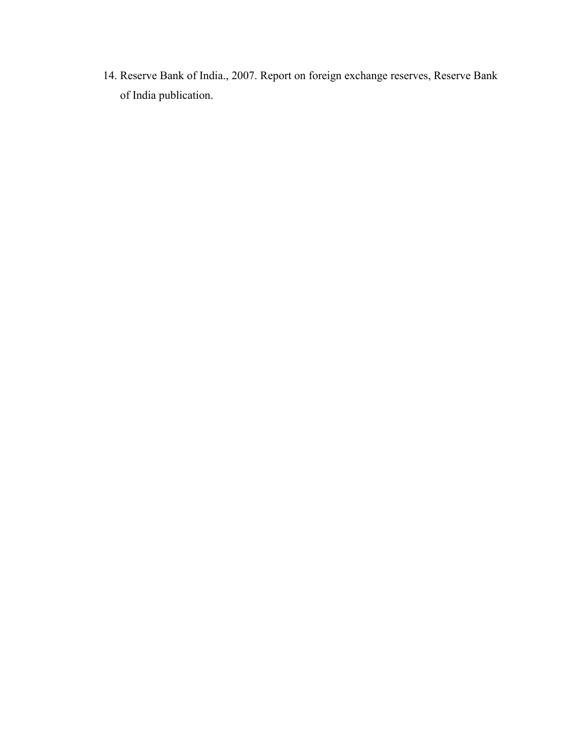14. Reserve Bank of India., 2007. Report on foreign exchange reserves, Reserve Bank of India publication.